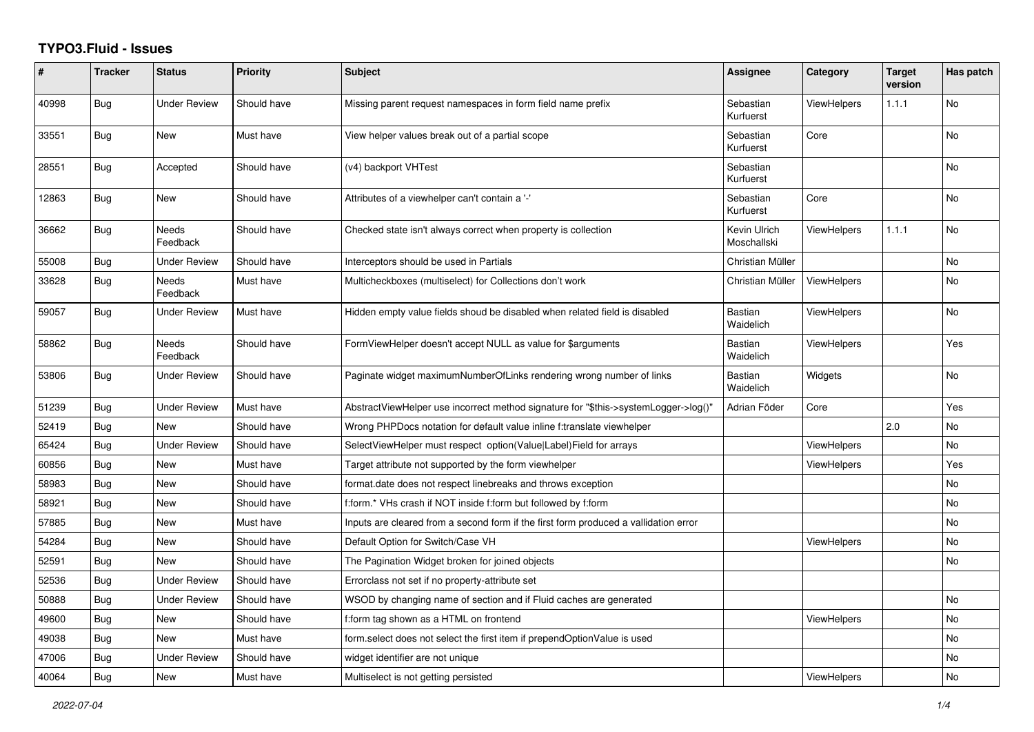# TYPO3.Fluid - Issues

| # | Tracker | Status | Priority | Subject | Assignee | Category | Target version | Has patch |
|---|---|---|---|---|---|---|---|---|
| 40998 | Bug | Under Review | Should have | Missing parent request namespaces in form field name prefix | Sebastian Kurfuerst | ViewHelpers | 1.1.1 | No |
| 33551 | Bug | New | Must have | View helper values break out of a partial scope | Sebastian Kurfuerst | Core | | No |
| 28551 | Bug | Accepted | Should have | (v4) backport VHTest | Sebastian Kurfuerst | | | No |
| 12863 | Bug | New | Should have | Attributes of a viewhelper can't contain a '-' | Sebastian Kurfuerst | Core | | No |
| 36662 | Bug | Needs Feedback | Should have | Checked state isn't always correct when property is collection | Kevin Ulrich Moschallski | ViewHelpers | 1.1.1 | No |
| 55008 | Bug | Under Review | Should have | Interceptors should be used in Partials | Christian Müller | | | No |
| 33628 | Bug | Needs Feedback | Must have | Multicheckboxes (multiselect) for Collections don't work | Christian Müller | ViewHelpers | | No |
| 59057 | Bug | Under Review | Must have | Hidden empty value fields shoud be disabled when related field is disabled | Bastian Waidelich | ViewHelpers | | No |
| 58862 | Bug | Needs Feedback | Should have | FormViewHelper doesn't accept NULL as value for $arguments | Bastian Waidelich | ViewHelpers | | Yes |
| 53806 | Bug | Under Review | Should have | Paginate widget maximumNumberOfLinks rendering wrong number of links | Bastian Waidelich | Widgets | | No |
| 51239 | Bug | Under Review | Must have | AbstractViewHelper use incorrect method signature for "$this->systemLogger->log()" | Adrian Föder | Core | | Yes |
| 52419 | Bug | New | Should have | Wrong PHPDocs notation for default value inline f:translate viewhelper | | | 2.0 | No |
| 65424 | Bug | Under Review | Should have | SelectViewHelper must respect option(Value\|Label)Field for arrays | | ViewHelpers | | No |
| 60856 | Bug | New | Must have | Target attribute not supported by the form viewhelper | | ViewHelpers | | Yes |
| 58983 | Bug | New | Should have | format.date does not respect linebreaks and throws exception | | | | No |
| 58921 | Bug | New | Should have | f:form.* VHs crash if NOT inside f:form but followed by f:form | | | | No |
| 57885 | Bug | New | Must have | Inputs are cleared from a second form if the first form produced a vallidation error | | | | No |
| 54284 | Bug | New | Should have | Default Option for Switch/Case VH | | ViewHelpers | | No |
| 52591 | Bug | New | Should have | The Pagination Widget broken for joined objects | | | | No |
| 52536 | Bug | Under Review | Should have | Errorclass not set if no property-attribute set | | | | |
| 50888 | Bug | Under Review | Should have | WSOD by changing name of section and if Fluid caches are generated | | | | No |
| 49600 | Bug | New | Should have | f:form tag shown as a HTML on frontend | | ViewHelpers | | No |
| 49038 | Bug | New | Must have | form.select does not select the first item if prependOptionValue is used | | | | No |
| 47006 | Bug | Under Review | Should have | widget identifier are not unique | | | | No |
| 40064 | Bug | New | Must have | Multiselect is not getting persisted | | ViewHelpers | | No |

*2022-07-04*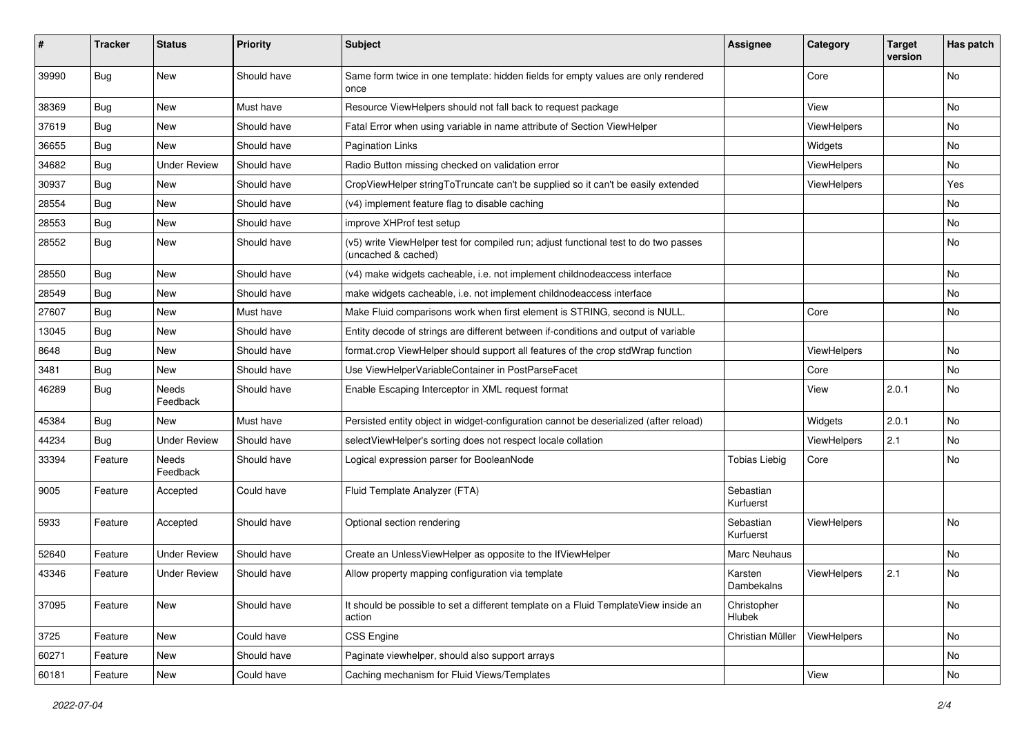| # | Tracker | Status | Priority | Subject | Assignee | Category | Target version | Has patch |
|---|---|---|---|---|---|---|---|---|
| 39990 | Bug | New | Should have | Same form twice in one template: hidden fields for empty values are only rendered once | | Core | | No |
| 38369 | Bug | New | Must have | Resource ViewHelpers should not fall back to request package | | View | | No |
| 37619 | Bug | New | Should have | Fatal Error when using variable in name attribute of Section ViewHelper | | ViewHelpers | | No |
| 36655 | Bug | New | Should have | Pagination Links | | Widgets | | No |
| 34682 | Bug | Under Review | Should have | Radio Button missing checked on validation error | | ViewHelpers | | No |
| 30937 | Bug | New | Should have | CropViewHelper stringToTruncate can't be supplied so it can't be easily extended | | ViewHelpers | | Yes |
| 28554 | Bug | New | Should have | (v4) implement feature flag to disable caching | | | | No |
| 28553 | Bug | New | Should have | improve XHProf test setup | | | | No |
| 28552 | Bug | New | Should have | (v5) write ViewHelper test for compiled run; adjust functional test to do two passes (uncached & cached) | | | | No |
| 28550 | Bug | New | Should have | (v4) make widgets cacheable, i.e. not implement childnodeaccess interface | | | | No |
| 28549 | Bug | New | Should have | make widgets cacheable, i.e. not implement childnodeaccess interface | | | | No |
| 27607 | Bug | New | Must have | Make Fluid comparisons work when first element is STRING, second is NULL. | | Core | | No |
| 13045 | Bug | New | Should have | Entity decode of strings are different between if-conditions and output of variable | | | | |
| 8648 | Bug | New | Should have | format.crop ViewHelper should support all features of the crop stdWrap function | | ViewHelpers | | No |
| 3481 | Bug | New | Should have | Use ViewHelperVariableContainer in PostParseFacet | | Core | | No |
| 46289 | Bug | Needs Feedback | Should have | Enable Escaping Interceptor in XML request format | | View | 2.0.1 | No |
| 45384 | Bug | New | Must have | Persisted entity object in widget-configuration cannot be deserialized (after reload) | | Widgets | 2.0.1 | No |
| 44234 | Bug | Under Review | Should have | selectViewHelper's sorting does not respect locale collation | | ViewHelpers | 2.1 | No |
| 33394 | Feature | Needs Feedback | Should have | Logical expression parser for BooleanNode | Tobias Liebig | Core | | No |
| 9005 | Feature | Accepted | Could have | Fluid Template Analyzer (FTA) | Sebastian Kurfuerst | | | |
| 5933 | Feature | Accepted | Should have | Optional section rendering | Sebastian Kurfuerst | ViewHelpers | | No |
| 52640 | Feature | Under Review | Should have | Create an UnlessViewHelper as opposite to the IfViewHelper | Marc Neuhaus | | | No |
| 43346 | Feature | Under Review | Should have | Allow property mapping configuration via template | Karsten Dambekalns | ViewHelpers | 2.1 | No |
| 37095 | Feature | New | Should have | It should be possible to set a different template on a Fluid TemplateView inside an action | Christopher Hlubek | | | No |
| 3725 | Feature | New | Could have | CSS Engine | Christian Müller | ViewHelpers | | No |
| 60271 | Feature | New | Should have | Paginate viewhelper, should also support arrays | | | | No |
| 60181 | Feature | New | Could have | Caching mechanism for Fluid Views/Templates | | View | | No |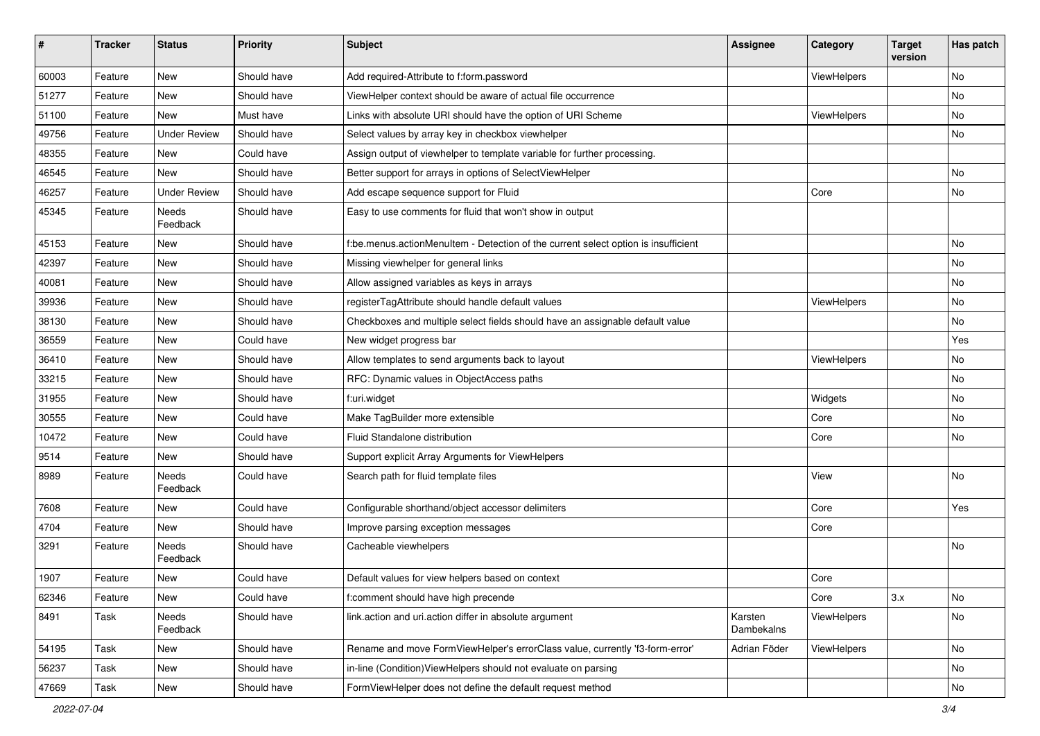| # | Tracker | Status | Priority | Subject | Assignee | Category | Target version | Has patch |
|---|---|---|---|---|---|---|---|---|
| 60003 | Feature | New | Should have | Add required-Attribute to f:form.password | | ViewHelpers | | No |
| 51277 | Feature | New | Should have | ViewHelper context should be aware of actual file occurrence | | | | No |
| 51100 | Feature | New | Must have | Links with absolute URI should have the option of URI Scheme | | ViewHelpers | | No |
| 49756 | Feature | Under Review | Should have | Select values by array key in checkbox viewhelper | | | | No |
| 48355 | Feature | New | Could have | Assign output of viewhelper to template variable for further processing. | | | | |
| 46545 | Feature | New | Should have | Better support for arrays in options of SelectViewHelper | | | | No |
| 46257 | Feature | Under Review | Should have | Add escape sequence support for Fluid | | Core | | No |
| 45345 | Feature | Needs Feedback | Should have | Easy to use comments for fluid that won't show in output | | | | |
| 45153 | Feature | New | Should have | f:be.menus.actionMenuItem - Detection of the current select option is insufficient | | | | No |
| 42397 | Feature | New | Should have | Missing viewhelper for general links | | | | No |
| 40081 | Feature | New | Should have | Allow assigned variables as keys in arrays | | | | No |
| 39936 | Feature | New | Should have | registerTagAttribute should handle default values | | ViewHelpers | | No |
| 38130 | Feature | New | Should have | Checkboxes and multiple select fields should have an assignable default value | | | | No |
| 36559 | Feature | New | Could have | New widget progress bar | | | | Yes |
| 36410 | Feature | New | Should have | Allow templates to send arguments back to layout | | ViewHelpers | | No |
| 33215 | Feature | New | Should have | RFC: Dynamic values in ObjectAccess paths | | | | No |
| 31955 | Feature | New | Should have | f:uri.widget | | Widgets | | No |
| 30555 | Feature | New | Could have | Make TagBuilder more extensible | | Core | | No |
| 10472 | Feature | New | Could have | Fluid Standalone distribution | | Core | | No |
| 9514 | Feature | New | Should have | Support explicit Array Arguments for ViewHelpers | | | | |
| 8989 | Feature | Needs Feedback | Could have | Search path for fluid template files | | View | | No |
| 7608 | Feature | New | Could have | Configurable shorthand/object accessor delimiters | | Core | | Yes |
| 4704 | Feature | New | Should have | Improve parsing exception messages | | Core | | |
| 3291 | Feature | Needs Feedback | Should have | Cacheable viewhelpers | | | | No |
| 1907 | Feature | New | Could have | Default values for view helpers based on context | | Core | | |
| 62346 | Feature | New | Could have | f:comment should have high precende | | Core | 3.x | No |
| 8491 | Task | Needs Feedback | Should have | link.action and uri.action differ in absolute argument | Karsten Dambekalns | ViewHelpers | | No |
| 54195 | Task | New | Should have | Rename and move FormViewHelper's errorClass value, currently 'f3-form-error' | Adrian Föder | ViewHelpers | | No |
| 56237 | Task | New | Should have | in-line (Condition)ViewHelpers should not evaluate on parsing | | | | No |
| 47669 | Task | New | Should have | FormViewHelper does not define the default request method | | | | No |

2022-07-04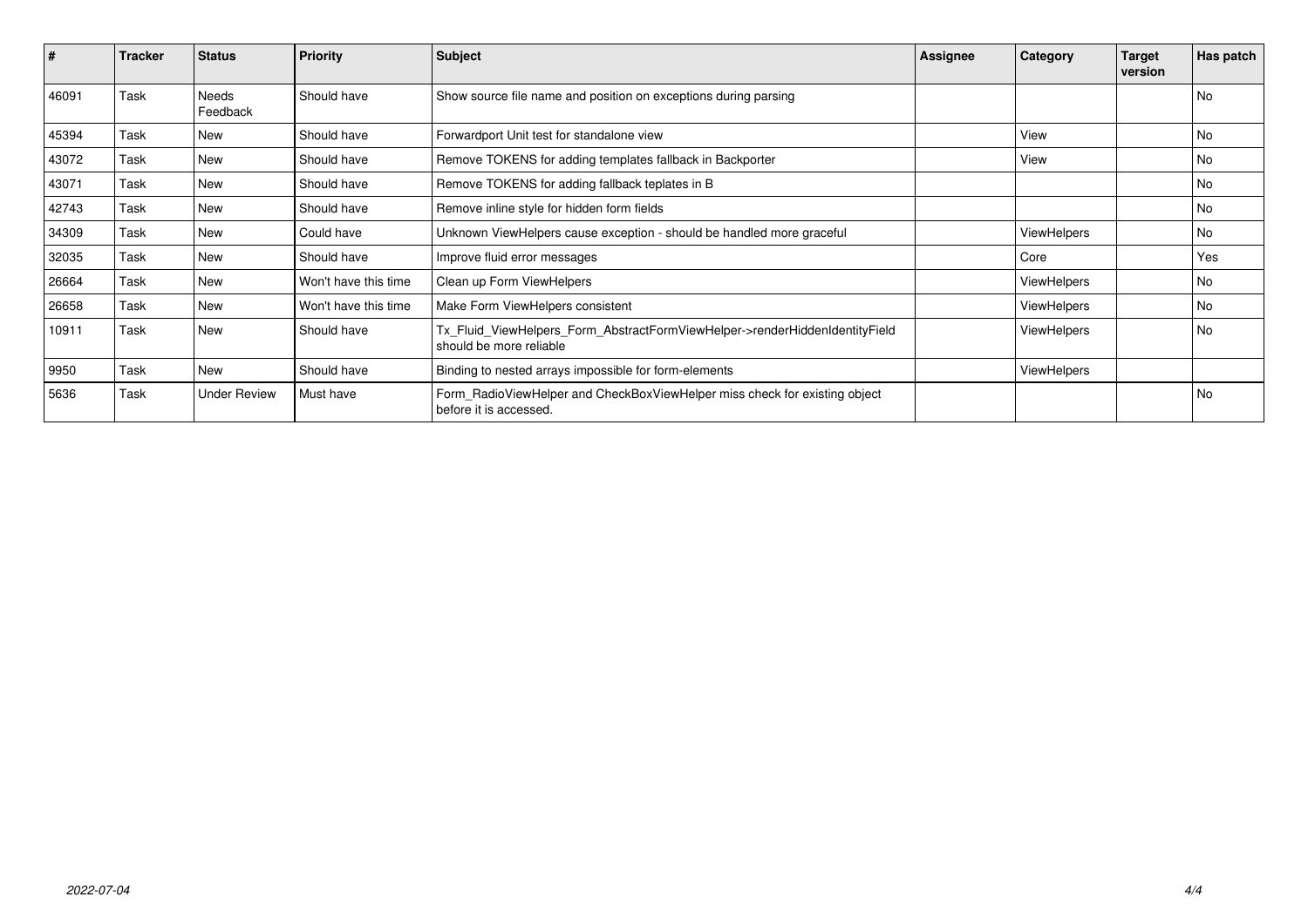| # | Tracker | Status | Priority | Subject | Assignee | Category | Target version | Has patch |
|---|---|---|---|---|---|---|---|---|
| 46091 | Task | Needs Feedback | Should have | Show source file name and position on exceptions during parsing | | | | No |
| 45394 | Task | New | Should have | Forwardport Unit test for standalone view | | View | | No |
| 43072 | Task | New | Should have | Remove TOKENS for adding templates fallback in Backporter | | View | | No |
| 43071 | Task | New | Should have | Remove TOKENS for adding fallback teplates in B | | | | No |
| 42743 | Task | New | Should have | Remove inline style for hidden form fields | | | | No |
| 34309 | Task | New | Could have | Unknown ViewHelpers cause exception - should be handled more graceful | | ViewHelpers | | No |
| 32035 | Task | New | Should have | Improve fluid error messages | | Core | | Yes |
| 26664 | Task | New | Won't have this time | Clean up Form ViewHelpers | | ViewHelpers | | No |
| 26658 | Task | New | Won't have this time | Make Form ViewHelpers consistent | | ViewHelpers | | No |
| 10911 | Task | New | Should have | Tx_Fluid_ViewHelpers_Form_AbstractFormViewHelper->renderHiddenIdentityField should be more reliable | | ViewHelpers | | No |
| 9950 | Task | New | Should have | Binding to nested arrays impossible for form-elements | | ViewHelpers | | |
| 5636 | Task | Under Review | Must have | Form_RadioViewHelper and CheckBoxViewHelper miss check for existing object before it is accessed. | | | | No |